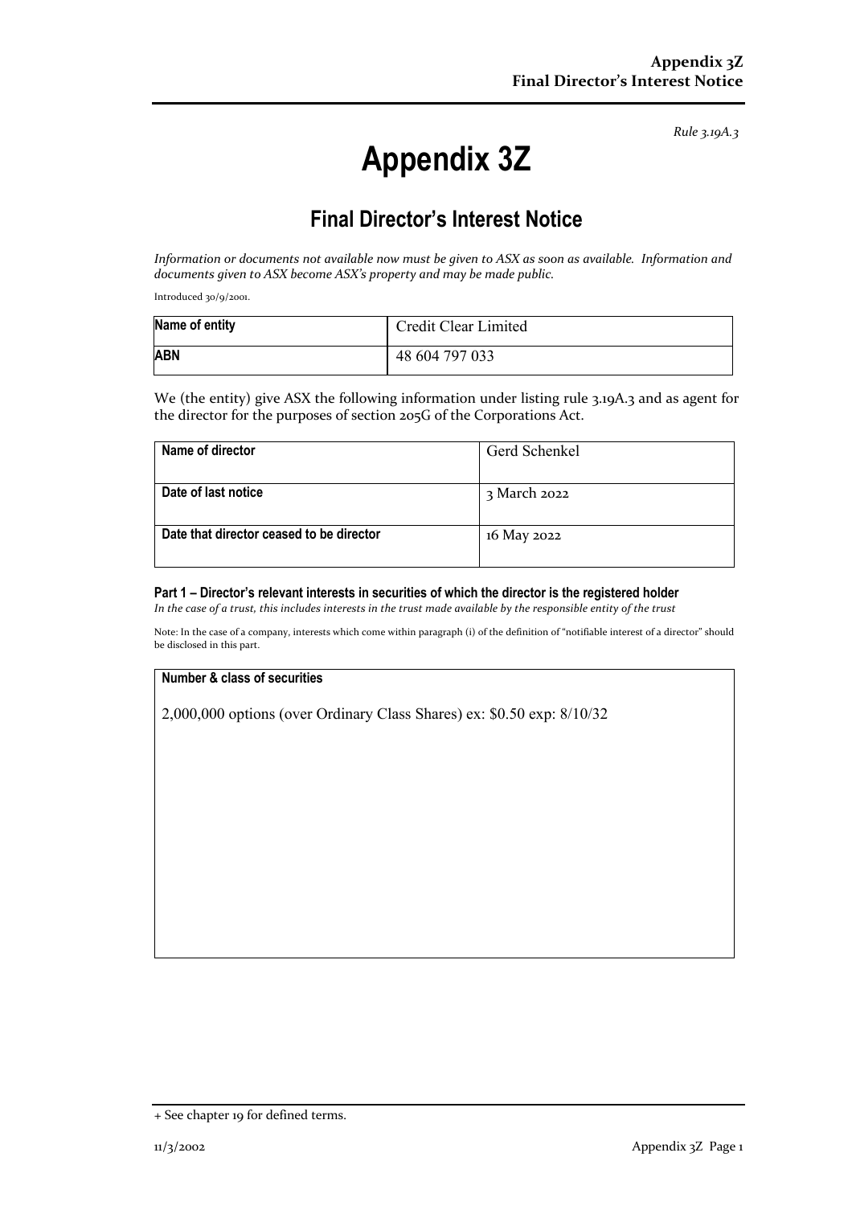*Rule 3.19A.3*

# Appendix 3Z

## Final Director's Interest Notice

*Information or documents not available now must be given to ASX as soon as available. Information and documents given to ASX become ASX's property and may be made public.*

Introduced 30/9/2001.

| Name of entity | Credit Clear Limited |
|---|---|
| **ABN** | 48 604 797 033 |

We (the entity) give ASX the following information under listing rule 3.19A.3 and as agent for the director for the purposes of section 205G of the Corporations Act.

| Name of director | Gerd Schenkel |
|---|---|
| **Date of last notice** | 3 March 2022 |
| **Date that director ceased to be director** | 16 May 2022 |

### Part 1 – Director's relevant interests in securities of which the director is the registered holder

*In the case of a trust, this includes interests in the trust made available by the responsible entity of the trust*

Note: In the case of a company, interests which come within paragraph (i) of the definition of "notifiable interest of a director" should be disclosed in this part.

| Number & class of securities |
|---|
| 2,000,000 options (over Ordinary Class Shares) ex: $0.50 exp: 8/10/32 |

+ See chapter 19 for defined terms.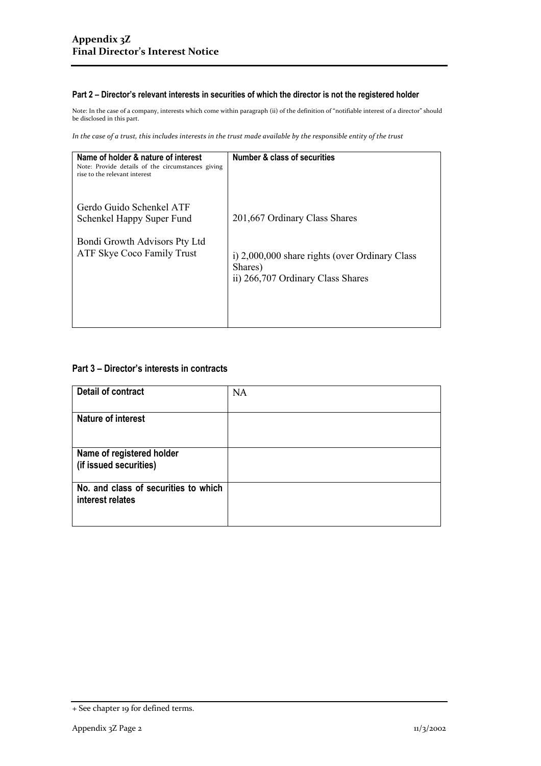## Part 2 – Director's relevant interests in securities of which the director is not the registered holder

Note: In the case of a company, interests which come within paragraph (ii) of the definition of "notifiable interest of a director" should be disclosed in this part.

*In the case of a trust, this includes interests in the trust made available by the responsible entity of the trust*

| Name of holder & nature of interest<br>Note: Provide details of the circumstances giving rise to the relevant interest | Number & class of securities |
|---|---|
| Gerdo Guido Schenkel ATF Schenkel Happy Super Fund | 201,667 Ordinary Class Shares |
| Bondi Growth Advisors Pty Ltd ATF Skye Coco Family Trust | i) 2,000,000 share rights (over Ordinary Class Shares)<br>ii) 266,707 Ordinary Class Shares |

## Part 3 – Director's interests in contracts

| | |
|---|---|
| **Detail of contract** | NA |
| **Nature of interest** | |
| **Name of registered holder (if issued securities)** | |
| **No. and class of securities to which interest relates** | |

+ See chapter 19 for defined terms.